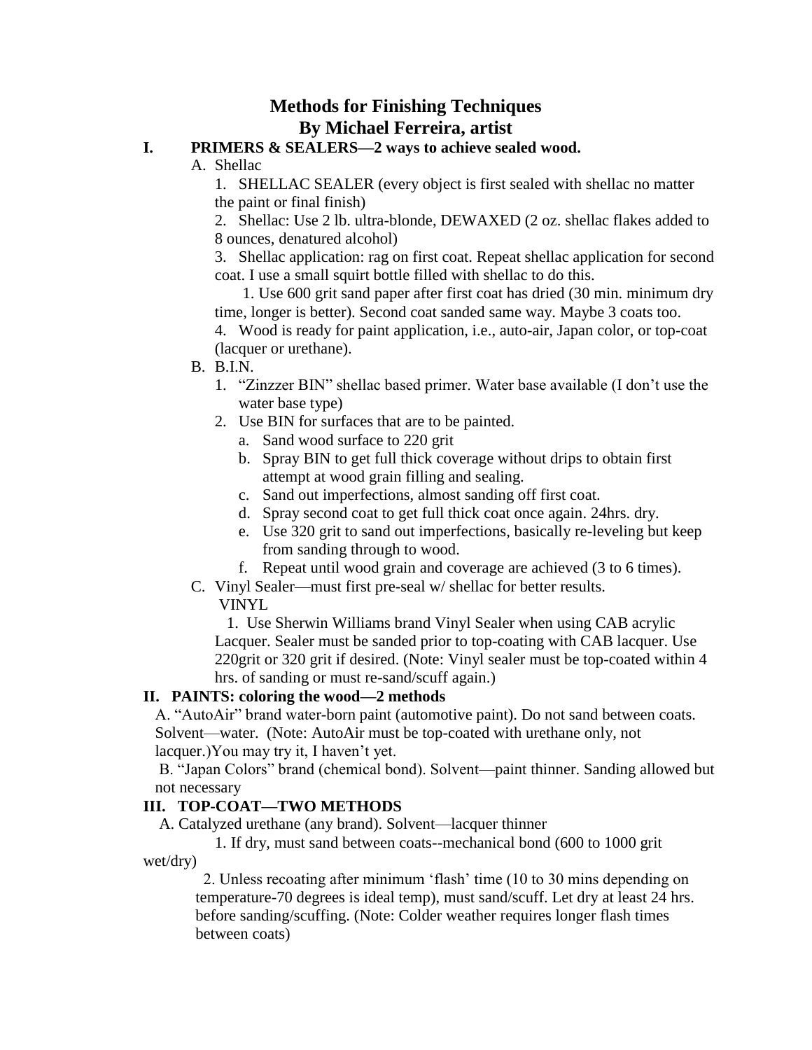# Methods for Finishing Techniques
# By Michael Ferreira, artist

## I. PRIMERS & SEALERS—2 ways to achieve sealed wood.

A. Shellac

1. SHELLAC SEALER (every object is first sealed with shellac no matter the paint or final finish)
2. Shellac: Use 2 lb. ultra-blonde, DEWAXED (2 oz. shellac flakes added to 8 ounces, denatured alcohol)
3. Shellac application: rag on first coat. Repeat shellac application for second coat. I use a small squirt bottle filled with shellac to do this.
   1. Use 600 grit sand paper after first coat has dried (30 min. minimum dry time, longer is better). Second coat sanded same way. Maybe 3 coats too.
4. Wood is ready for paint application, i.e., auto-air, Japan color, or top-coat (lacquer or urethane).

B. B.I.N.

1. "Zinzzer BIN" shellac based primer. Water base available (I don't use the water base type)
2. Use BIN for surfaces that are to be painted.
   a. Sand wood surface to 220 grit
   b. Spray BIN to get full thick coverage without drips to obtain first attempt at wood grain filling and sealing.
   c. Sand out imperfections, almost sanding off first coat.
   d. Spray second coat to get full thick coat once again. 24hrs. dry.
   e. Use 320 grit to sand out imperfections, basically re-leveling but keep from sanding through to wood.
   f. Repeat until wood grain and coverage are achieved (3 to 6 times).

C. Vinyl Sealer—must first pre-seal w/ shellac for better results.

VINYL

1. Use Sherwin Williams brand Vinyl Sealer when using CAB acrylic Lacquer. Sealer must be sanded prior to top-coating with CAB lacquer. Use 220grit or 320 grit if desired. (Note: Vinyl sealer must be top-coated within 4 hrs. of sanding or must re-sand/scuff again.)

## II. PAINTS: coloring the wood—2 methods

A. "AutoAir" brand water-born paint (automotive paint). Do not sand between coats. Solvent—water. (Note: AutoAir must be top-coated with urethane only, not lacquer.)You may try it, I haven't yet.

B. "Japan Colors" brand (chemical bond). Solvent—paint thinner. Sanding allowed but not necessary

## III. TOP-COAT—TWO METHODS

A. Catalyzed urethane (any brand). Solvent—lacquer thinner

1. If dry, must sand between coats--mechanical bond (600 to 1000 grit wet/dry)
2. Unless recoating after minimum 'flash' time (10 to 30 mins depending on temperature-70 degrees is ideal temp), must sand/scuff. Let dry at least 24 hrs. before sanding/scuffing. (Note: Colder weather requires longer flash times between coats)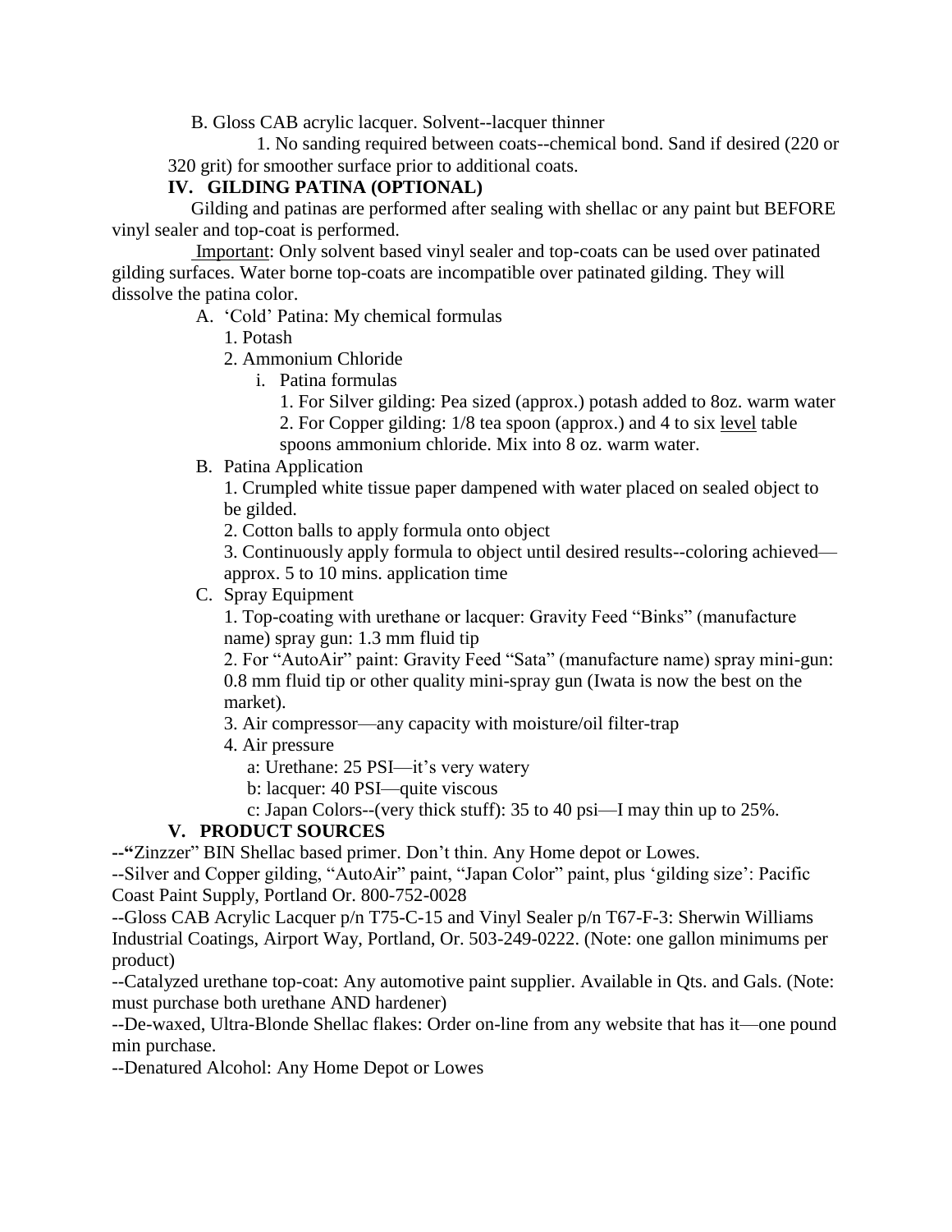B. Gloss CAB acrylic lacquer. Solvent--lacquer thinner

1. No sanding required between coats--chemical bond. Sand if desired (220 or 320 grit) for smoother surface prior to additional coats.

## IV. GILDING PATINA (OPTIONAL)

Gilding and patinas are performed after sealing with shellac or any paint but BEFORE vinyl sealer and top-coat is performed.

Important: Only solvent based vinyl sealer and top-coats can be used over patinated gilding surfaces. Water borne top-coats are incompatible over patinated gilding. They will dissolve the patina color.

A. 'Cold' Patina: My chemical formulas
   1. Potash
   2. Ammonium Chloride
      i. Patina formulas
         1. For Silver gilding: Pea sized (approx.) potash added to 8oz. warm water
         2. For Copper gilding: 1/8 tea spoon (approx.) and 4 to six level table spoons ammonium chloride. Mix into 8 oz. warm water.

B. Patina Application
   1. Crumpled white tissue paper dampened with water placed on sealed object to be gilded.
   2. Cotton balls to apply formula onto object
   3. Continuously apply formula to object until desired results--coloring achieved—approx. 5 to 10 mins. application time

C. Spray Equipment
   1. Top-coating with urethane or lacquer: Gravity Feed "Binks" (manufacture name) spray gun: 1.3 mm fluid tip
   2. For "AutoAir" paint: Gravity Feed "Sata" (manufacture name) spray mini-gun: 0.8 mm fluid tip or other quality mini-spray gun (Iwata is now the best on the market).
   3. Air compressor—any capacity with moisture/oil filter-trap
   4. Air pressure
      a: Urethane: 25 PSI—it's very watery
      b: lacquer: 40 PSI—quite viscous
      c: Japan Colors--(very thick stuff): 35 to 40 psi—I may thin up to 25%.

## V. PRODUCT SOURCES

--"Zinzzer" BIN Shellac based primer. Don't thin. Any Home depot or Lowes.

--Silver and Copper gilding, "AutoAir" paint, "Japan Color" paint, plus 'gilding size': Pacific Coast Paint Supply, Portland Or. 800-752-0028

--Gloss CAB Acrylic Lacquer p/n T75-C-15 and Vinyl Sealer p/n T67-F-3: Sherwin Williams Industrial Coatings, Airport Way, Portland, Or. 503-249-0222. (Note: one gallon minimums per product)

--Catalyzed urethane top-coat: Any automotive paint supplier. Available in Qts. and Gals. (Note: must purchase both urethane AND hardener)

--De-waxed, Ultra-Blonde Shellac flakes: Order on-line from any website that has it—one pound min purchase.

--Denatured Alcohol: Any Home Depot or Lowes